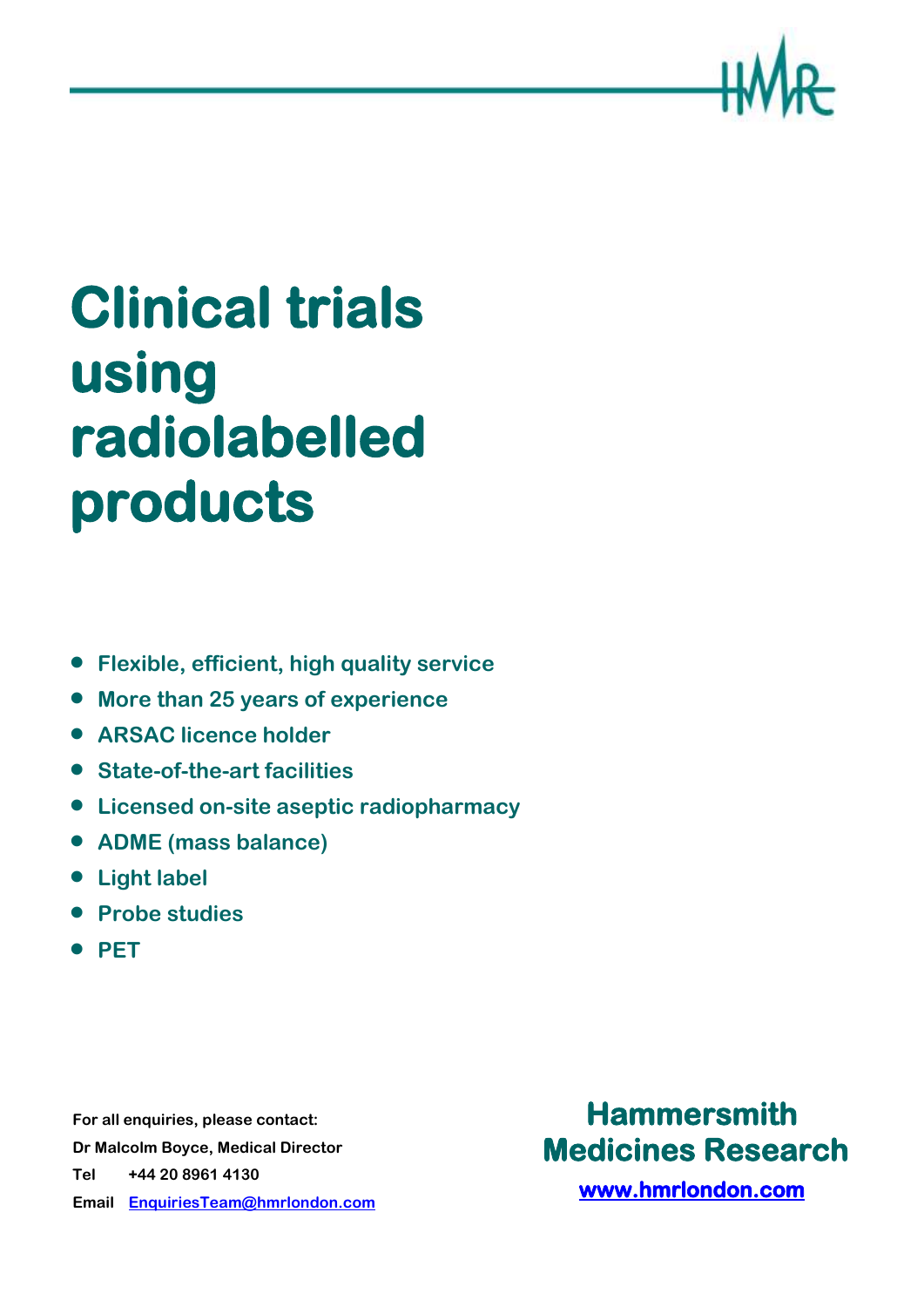HMR

# Clinical trials using radiolabelled products

- Flexible, efficient, high quality service
- More than 25 years of experience
- ARSAC licence holder
- State-of-the-art facilities
- Licensed on-site aseptic radiopharmacy
- ADME (mass balance)
- Light label
- Probe studies
- PET

**For all enquiries, please contact:**

**Dr Malcolm Boyce, Medical Director**

**Tel** +44 20 8961 4130

**Email** EnquiriesTeam@hmrlondon.com

**Hammersmith Medicines Research**

**www.hmrlondon.com**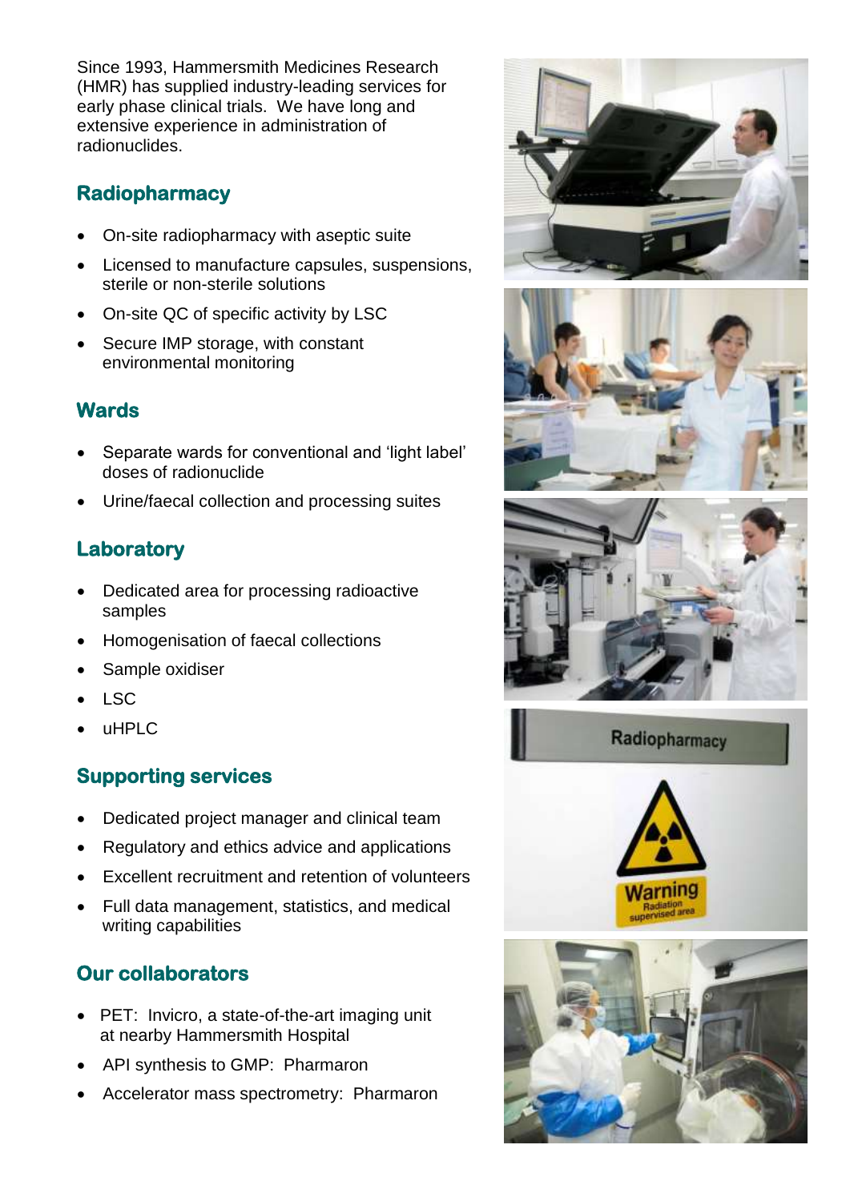Since 1993, Hammersmith Medicines Research (HMR) has supplied industry-leading services for early phase clinical trials. We have long and extensive experience in administration of radionuclides.

## Radiopharmacy

- On-site radiopharmacy with aseptic suite
- Licensed to manufacture capsules, suspensions, sterile or non-sterile solutions
- On-site QC of specific activity by LSC
- Secure IMP storage, with constant environmental monitoring

## Wards

- Separate wards for conventional and 'light label' doses of radionuclide
- Urine/faecal collection and processing suites

## Laboratory

- Dedicated area for processing radioactive samples
- Homogenisation of faecal collections
- Sample oxidiser
- LSC
- uHPLC

## Supporting services

- Dedicated project manager and clinical team
- Regulatory and ethics advice and applications
- Excellent recruitment and retention of volunteers
- Full data management, statistics, and medical writing capabilities

## Our collaborators

- PET: Invicro, a state-of-the-art imaging unit at nearby Hammersmith Hospital
- API synthesis to GMP: Pharmaron
- Accelerator mass spectrometry: Pharmaron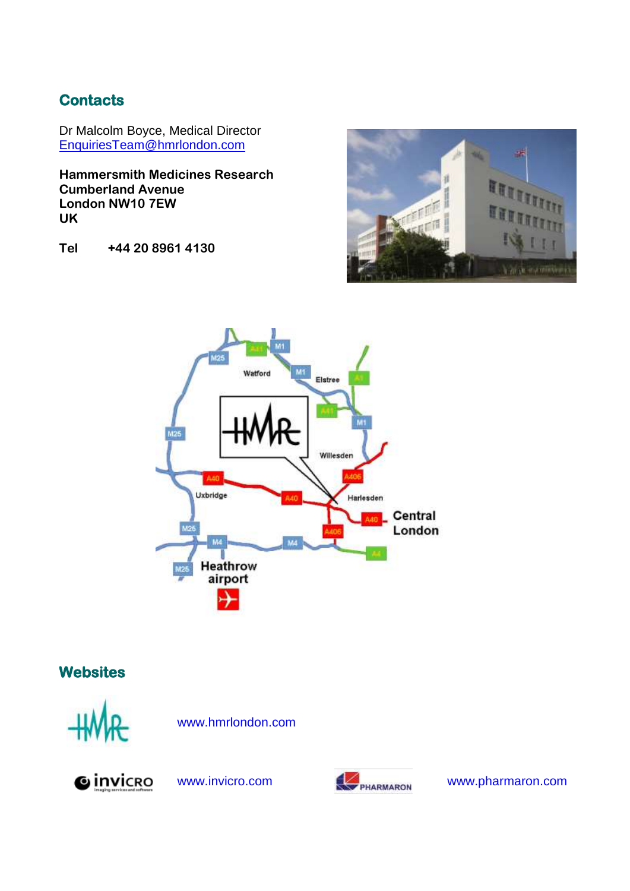## Contacts

Dr Malcolm Boyce, Medical Director
EnquiriesTeam@hmrlondon.com

**Hammersmith Medicines Research**
**Cumberland Avenue**
**London NW10 7EW**
**UK**

**Tel** **+44 20 8961 4130**

## Websites

www.hmrlondon.com

www.invicro.com

www.pharmaron.com